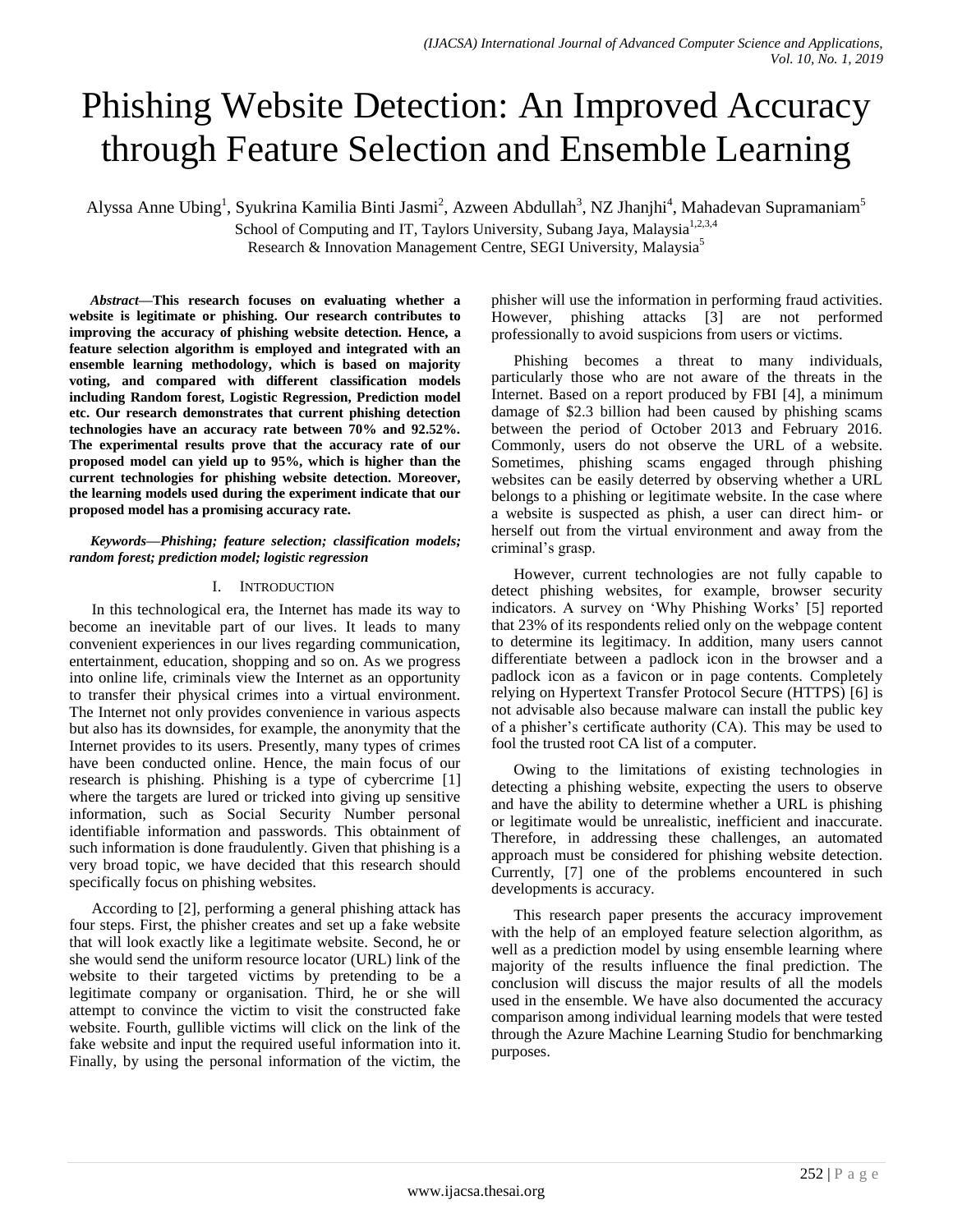# Phishing Website Detection: An Improved Accuracy through Feature Selection and Ensemble Learning

Alyssa Anne Ubing[1], Syukrina Kamilia Binti Jasmi[2], Azween Abdullah[3], NZ Jhanjhi[4], Mahadevan Supramaniam[5]

School of Computing and IT, Taylors University, Subang Jaya, Malaysia[1,2,3,4]

Research & Innovation Management Centre, SEGI University, Malaysia[5]

***Abstract*—This research focuses on evaluating whether a website is legitimate or phishing. Our research contributes to improving the accuracy of phishing website detection. Hence, a feature selection algorithm is employed and integrated with an ensemble learning methodology, which is based on majority voting, and compared with different classification models including Random forest, Logistic Regression, Prediction model etc. Our research demonstrates that current phishing detection technologies have an accuracy rate between 70% and 92.52%. The experimental results prove that the accuracy rate of our proposed model can yield up to 95%, which is higher than the current technologies for phishing website detection. Moreover, the learning models used during the experiment indicate that our proposed model has a promising accuracy rate.**

***Keywords*—*Phishing; feature selection; classification models; random forest; prediction model; logistic regression***

## I. Introduction

In this technological era, the Internet has made its way to become an inevitable part of our lives. It leads to many convenient experiences in our lives regarding communication, entertainment, education, shopping and so on. As we progress into online life, criminals view the Internet as an opportunity to transfer their physical crimes into a virtual environment. The Internet not only provides convenience in various aspects but also has its downsides, for example, the anonymity that the Internet provides to its users. Presently, many types of crimes have been conducted online. Hence, the main focus of our research is phishing. Phishing is a type of cybercrime [1] where the targets are lured or tricked into giving up sensitive information, such as Social Security Number personal identifiable information and passwords. This obtainment of such information is done fraudulently. Given that phishing is a very broad topic, we have decided that this research should specifically focus on phishing websites.

According to [2], performing a general phishing attack has four steps. First, the phisher creates and set up a fake website that will look exactly like a legitimate website. Second, he or she would send the uniform resource locator (URL) link of the website to their targeted victims by pretending to be a legitimate company or organisation. Third, he or she will attempt to convince the victim to visit the constructed fake website. Fourth, gullible victims will click on the link of the fake website and input the required useful information into it. Finally, by using the personal information of the victim, the phisher will use the information in performing fraud activities. However, phishing attacks [3] are not performed professionally to avoid suspicions from users or victims.

Phishing becomes a threat to many individuals, particularly those who are not aware of the threats in the Internet. Based on a report produced by FBI [4], a minimum damage of $2.3 billion had been caused by phishing scams between the period of October 2013 and February 2016. Commonly, users do not observe the URL of a website. Sometimes, phishing scams engaged through phishing websites can be easily deterred by observing whether a URL belongs to a phishing or legitimate website. In the case where a website is suspected as phish, a user can direct him- or herself out from the virtual environment and away from the criminal's grasp.

However, current technologies are not fully capable to detect phishing websites, for example, browser security indicators. A survey on 'Why Phishing Works' [5] reported that 23% of its respondents relied only on the webpage content to determine its legitimacy. In addition, many users cannot differentiate between a padlock icon in the browser and a padlock icon as a favicon or in page contents. Completely relying on Hypertext Transfer Protocol Secure (HTTPS) [6] is not advisable also because malware can install the public key of a phisher's certificate authority (CA). This may be used to fool the trusted root CA list of a computer.

Owing to the limitations of existing technologies in detecting a phishing website, expecting the users to observe and have the ability to determine whether a URL is phishing or legitimate would be unrealistic, inefficient and inaccurate. Therefore, in addressing these challenges, an automated approach must be considered for phishing website detection. Currently, [7] one of the problems encountered in such developments is accuracy.

This research paper presents the accuracy improvement with the help of an employed feature selection algorithm, as well as a prediction model by using ensemble learning where majority of the results influence the final prediction. The conclusion will discuss the major results of all the models used in the ensemble. We have also documented the accuracy comparison among individual learning models that were tested through the Azure Machine Learning Studio for benchmarking purposes.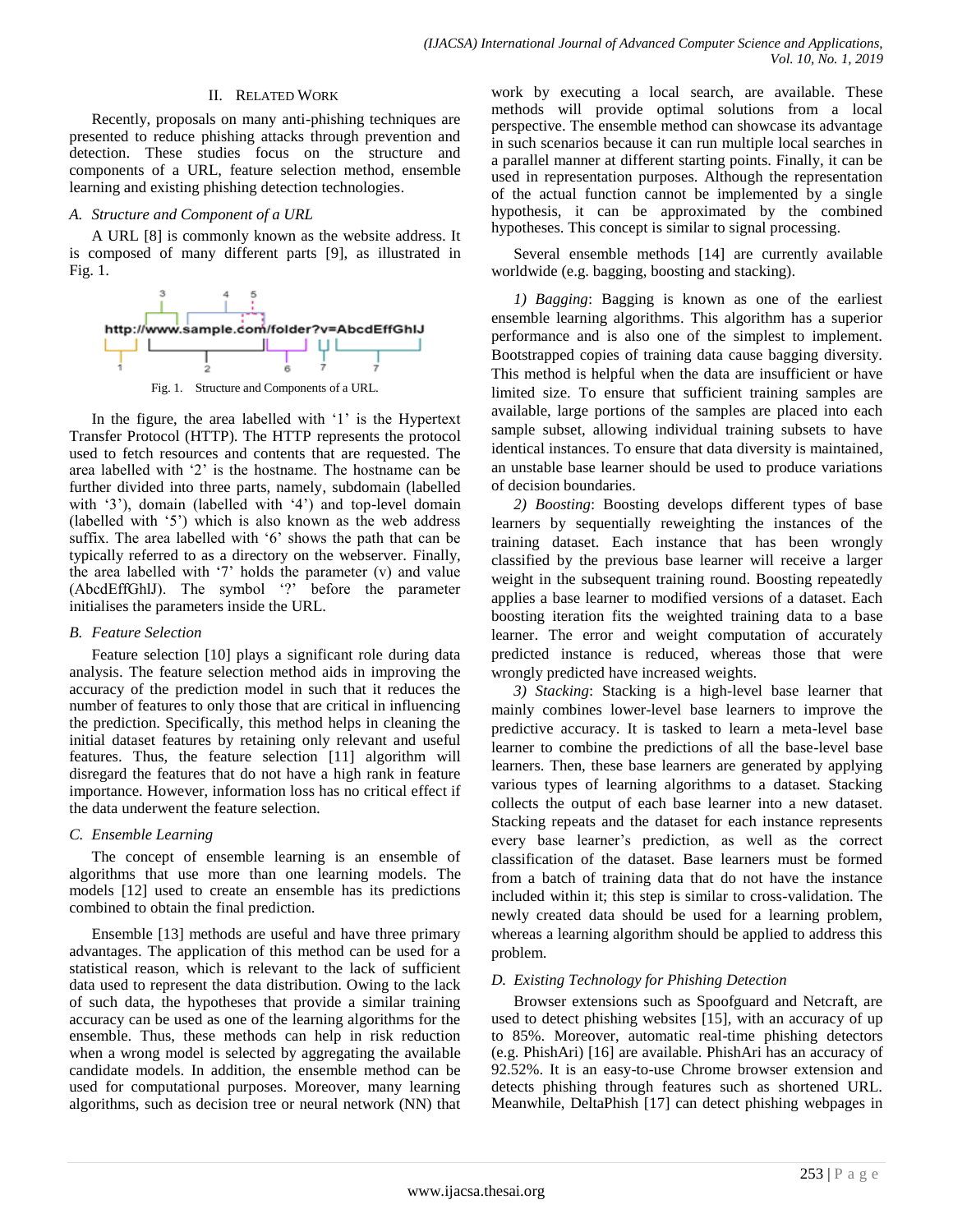## II. Related Work

Recently, proposals on many anti-phishing techniques are presented to reduce phishing attacks through prevention and detection. These studies focus on the structure and components of a URL, feature selection method, ensemble learning and existing phishing detection technologies.

### A. Structure and Component of a URL

A URL [8] is commonly known as the website address. It is composed of many different parts [9], as illustrated in Fig. 1.

Fig. 1. Structure and Components of a URL.

In the figure, the area labelled with '1' is the Hypertext Transfer Protocol (HTTP). The HTTP represents the protocol used to fetch resources and contents that are requested. The area labelled with '2' is the hostname. The hostname can be further divided into three parts, namely, subdomain (labelled with '3'), domain (labelled with '4') and top-level domain (labelled with '5') which is also known as the web address suffix. The area labelled with '6' shows the path that can be typically referred to as a directory on the webserver. Finally, the area labelled with '7' holds the parameter (v) and value (AbcdEffGhlJ). The symbol '?' before the parameter initialises the parameters inside the URL.

### B. Feature Selection

Feature selection [10] plays a significant role during data analysis. The feature selection method aids in improving the accuracy of the prediction model in such that it reduces the number of features to only those that are critical in influencing the prediction. Specifically, this method helps in cleaning the initial dataset features by retaining only relevant and useful features. Thus, the feature selection [11] algorithm will disregard the features that do not have a high rank in feature importance. However, information loss has no critical effect if the data underwent the feature selection.

### C. Ensemble Learning

The concept of ensemble learning is an ensemble of algorithms that use more than one learning models. The models [12] used to create an ensemble has its predictions combined to obtain the final prediction.

Ensemble [13] methods are useful and have three primary advantages. The application of this method can be used for a statistical reason, which is relevant to the lack of sufficient data used to represent the data distribution. Owing to the lack of such data, the hypotheses that provide a similar training accuracy can be used as one of the learning algorithms for the ensemble. Thus, these methods can help in risk reduction when a wrong model is selected by aggregating the available candidate models. In addition, the ensemble method can be used for computational purposes. Moreover, many learning algorithms, such as decision tree or neural network (NN) that work by executing a local search, are available. These methods will provide optimal solutions from a local perspective. The ensemble method can showcase its advantage in such scenarios because it can run multiple local searches in a parallel manner at different starting points. Finally, it can be used in representation purposes. Although the representation of the actual function cannot be implemented by a single hypothesis, it can be approximated by the combined hypotheses. This concept is similar to signal processing.

Several ensemble methods [14] are currently available worldwide (e.g. bagging, boosting and stacking).

*1) Bagging*: Bagging is known as one of the earliest ensemble learning algorithms. This algorithm has a superior performance and is also one of the simplest to implement. Bootstrapped copies of training data cause bagging diversity. This method is helpful when the data are insufficient or have limited size. To ensure that sufficient training samples are available, large portions of the samples are placed into each sample subset, allowing individual training subsets to have identical instances. To ensure that data diversity is maintained, an unstable base learner should be used to produce variations of decision boundaries.

*2) Boosting*: Boosting develops different types of base learners by sequentially reweighting the instances of the training dataset. Each instance that has been wrongly classified by the previous base learner will receive a larger weight in the subsequent training round. Boosting repeatedly applies a base learner to modified versions of a dataset. Each boosting iteration fits the weighted training data to a base learner. The error and weight computation of accurately predicted instance is reduced, whereas those that were wrongly predicted have increased weights.

*3) Stacking*: Stacking is a high-level base learner that mainly combines lower-level base learners to improve the predictive accuracy. It is tasked to learn a meta-level base learner to combine the predictions of all the base-level base learners. Then, these base learners are generated by applying various types of learning algorithms to a dataset. Stacking collects the output of each base learner into a new dataset. Stacking repeats and the dataset for each instance represents every base learner's prediction, as well as the correct classification of the dataset. Base learners must be formed from a batch of training data that do not have the instance included within it; this step is similar to cross-validation. The newly created data should be used for a learning problem, whereas a learning algorithm should be applied to address this problem.

### D. Existing Technology for Phishing Detection

Browser extensions such as Spoofguard and Netcraft, are used to detect phishing websites [15], with an accuracy of up to 85%. Moreover, automatic real-time phishing detectors (e.g. PhishAri) [16] are available. PhishAri has an accuracy of 92.52%. It is an easy-to-use Chrome browser extension and detects phishing through features such as shortened URL. Meanwhile, DeltaPhish [17] can detect phishing webpages in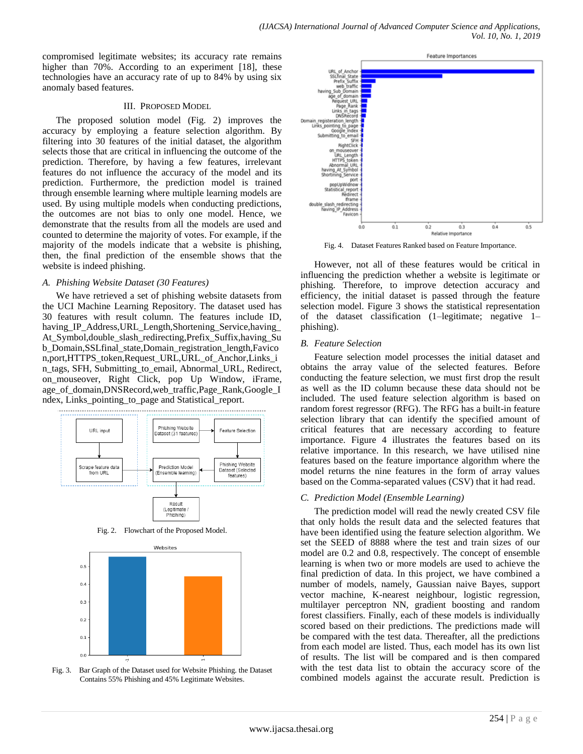compromised legitimate websites; its accuracy rate remains higher than 70%. According to an experiment [18], these technologies have an accuracy rate of up to 84% by using six anomaly based features.

## III. Proposed Model

The proposed solution model (Fig. 2) improves the accuracy by employing a feature selection algorithm. By filtering into 30 features of the initial dataset, the algorithm selects those that are critical in influencing the outcome of the prediction. Therefore, by having a few features, irrelevant features do not influence the accuracy of the model and its prediction. Furthermore, the prediction model is trained through ensemble learning where multiple learning models are used. By using multiple models when conducting predictions, the outcomes are not bias to only one model. Hence, we demonstrate that the results from all the models are used and counted to determine the majority of votes. For example, if the majority of the models indicate that a website is phishing, then, the final prediction of the ensemble shows that the website is indeed phishing.

### A. Phishing Website Dataset (30 Features)

We have retrieved a set of phishing website datasets from the UCI Machine Learning Repository. The dataset used has 30 features with result column. The features include ID, having_IP_Address,URL_Length,Shortening_Service,having_At_Symbol,double_slash_redirecting,Prefix_Suffix,having_Sub_Domain,SSLfinal_state,Domain_registration_length,Favicon,port,HTTPS_token,Request_URL,URL_of_Anchor,Links_in_tags, SFH, Submitting_to_email, Abnormal_URL, Redirect, on_mouseover, Right Click, pop Up Window, iFrame, age_of_domain,DNSRecord,web_traffic,Page_Rank,Google_Index, Links_pointing_to_page and Statistical_report.

Fig. 2. Flowchart of the Proposed Model.

Fig. 3. Bar Graph of the Dataset used for Website Phishing. the Dataset Contains 55% Phishing and 45% Legitimate Websites.

Fig. 4. Dataset Features Ranked based on Feature Importance.

However, not all of these features would be critical in influencing the prediction whether a website is legitimate or phishing. Therefore, to improve detection accuracy and efficiency, the initial dataset is passed through the feature selection model. Figure 3 shows the statistical representation of the dataset classification (1–legitimate; negative 1–phishing).

### B. Feature Selection

Feature selection model processes the initial dataset and obtains the array value of the selected features. Before conducting the feature selection, we must first drop the result as well as the ID column because these data should not be included. The used feature selection algorithm is based on random forest regressor (RFG). The RFG has a built-in feature selection library that can identify the specified amount of critical features that are necessary according to feature importance. Figure 4 illustrates the features based on its relative importance. In this research, we have utilised nine features based on the feature importance algorithm where the model returns the nine features in the form of array values based on the Comma-separated values (CSV) that it had read.

### C. Prediction Model (Ensemble Learning)

The prediction model will read the newly created CSV file that only holds the result data and the selected features that have been identified using the feature selection algorithm. We set the SEED of 8888 where the test and train sizes of our model are 0.2 and 0.8, respectively. The concept of ensemble learning is when two or more models are used to achieve the final prediction of data. In this project, we have combined a number of models, namely, Gaussian naive Bayes, support vector machine, K-nearest neighbour, logistic regression, multilayer perceptron NN, gradient boosting and random forest classifiers. Finally, each of these models is individually scored based on their predictions. The predictions made will be compared with the test data. Thereafter, all the predictions from each model are listed. Thus, each model has its own list of results. The list will be compared and is then compared with the test data list to obtain the accuracy score of the combined models against the accurate result. Prediction is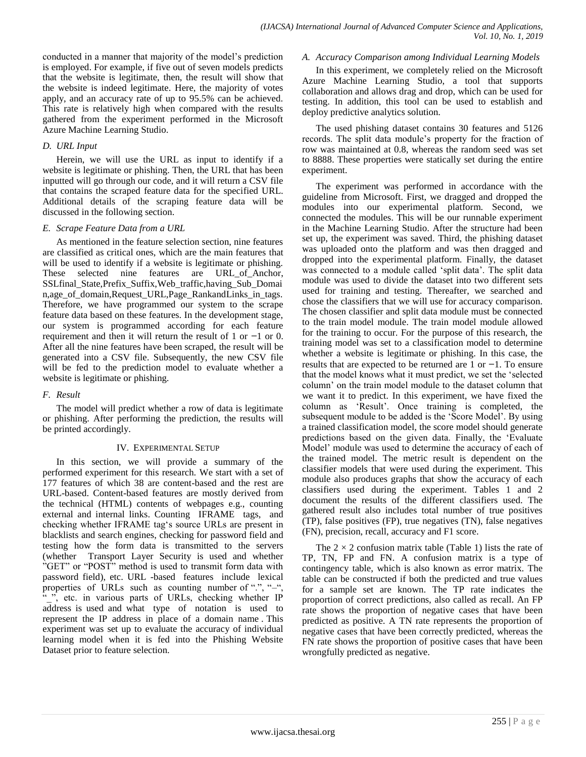conducted in a manner that majority of the model's prediction is employed. For example, if five out of seven models predicts that the website is legitimate, then, the result will show that the website is indeed legitimate. Here, the majority of votes apply, and an accuracy rate of up to 95.5% can be achieved. This rate is relatively high when compared with the results gathered from the experiment performed in the Microsoft Azure Machine Learning Studio.

### *D. URL Input*

Herein, we will use the URL as input to identify if a website is legitimate or phishing. Then, the URL that has been inputted will go through our code, and it will return a CSV file that contains the scraped feature data for the specified URL. Additional details of the scraping feature data will be discussed in the following section.

### *E. Scrape Feature Data from a URL*

As mentioned in the feature selection section, nine features are classified as critical ones, which are the main features that will be used to identify if a website is legitimate or phishing. These selected nine features are URL_of_Anchor, SSLfinal_State,Prefix_Suffix,Web_traffic,having_Sub_Domain,age_of_domain,Request_URL,Page_RankandLinks_in_tags. Therefore, we have programmed our system to the scrape feature data based on these features. In the development stage, our system is programmed according for each feature requirement and then it will return the result of 1 or −1 or 0. After all the nine features have been scraped, the result will be generated into a CSV file. Subsequently, the new CSV file will be fed to the prediction model to evaluate whether a website is legitimate or phishing.

### *F. Result*

The model will predict whether a row of data is legitimate or phishing. After performing the prediction, the results will be printed accordingly.

## IV. Experimental Setup

In this section, we will provide a summary of the performed experiment for this research. We start with a set of 177 features of which 38 are content-based and the rest are URL-based. Content-based features are mostly derived from the technical (HTML) contents of webpages e.g., counting external and internal links. Counting IFRAME tags, and checking whether IFRAME tag's source URLs are present in blacklists and search engines, checking for password field and testing how the form data is transmitted to the servers (whether Transport Layer Security is used and whether "GET" or "POST" method is used to transmit form data with password field), etc. URL -based features include lexical properties of URLs such as counting number of ".", "–", "_", etc. in various parts of URLs, checking whether IP address is used and what type of notation is used to represent the IP address in place of a domain name . This experiment was set up to evaluate the accuracy of individual learning model when it is fed into the Phishing Website Dataset prior to feature selection.

### *A. Accuracy Comparison among Individual Learning Models*

In this experiment, we completely relied on the Microsoft Azure Machine Learning Studio, a tool that supports collaboration and allows drag and drop, which can be used for testing. In addition, this tool can be used to establish and deploy predictive analytics solution.

The used phishing dataset contains 30 features and 5126 records. The split data module's property for the fraction of row was maintained at 0.8, whereas the random seed was set to 8888. These properties were statically set during the entire experiment.

The experiment was performed in accordance with the guideline from Microsoft. First, we dragged and dropped the modules into our experimental platform. Second, we connected the modules. This will be our runnable experiment in the Machine Learning Studio. After the structure had been set up, the experiment was saved. Third, the phishing dataset was uploaded onto the platform and was then dragged and dropped into the experimental platform. Finally, the dataset was connected to a module called 'split data'. The split data module was used to divide the dataset into two different sets used for training and testing. Thereafter, we searched and chose the classifiers that we will use for accuracy comparison. The chosen classifier and split data module must be connected to the train model module. The train model module allowed for the training to occur. For the purpose of this research, the training model was set to a classification model to determine whether a website is legitimate or phishing. In this case, the results that are expected to be returned are 1 or −1. To ensure that the model knows what it must predict, we set the 'selected column' on the train model module to the dataset column that we want it to predict. In this experiment, we have fixed the column as 'Result'. Once training is completed, the subsequent module to be added is the 'Score Model'. By using a trained classification model, the score model should generate predictions based on the given data. Finally, the 'Evaluate Model' module was used to determine the accuracy of each of the trained model. The metric result is dependent on the classifier models that were used during the experiment. This module also produces graphs that show the accuracy of each classifiers used during the experiment. Tables 1 and 2 document the results of the different classifiers used. The gathered result also includes total number of true positives (TP), false positives (FP), true negatives (TN), false negatives (FN), precision, recall, accuracy and F1 score.

The $2 \times 2$ confusion matrix table (Table 1) lists the rate of TP, TN, FP and FN. A confusion matrix is a type of contingency table, which is also known as error matrix. The table can be constructed if both the predicted and true values for a sample set are known. The TP rate indicates the proportion of correct predictions, also called as recall. An FP rate shows the proportion of negative cases that have been predicted as positive. A TN rate represents the proportion of negative cases that have been correctly predicted, whereas the FN rate shows the proportion of positive cases that have been wrongfully predicted as negative.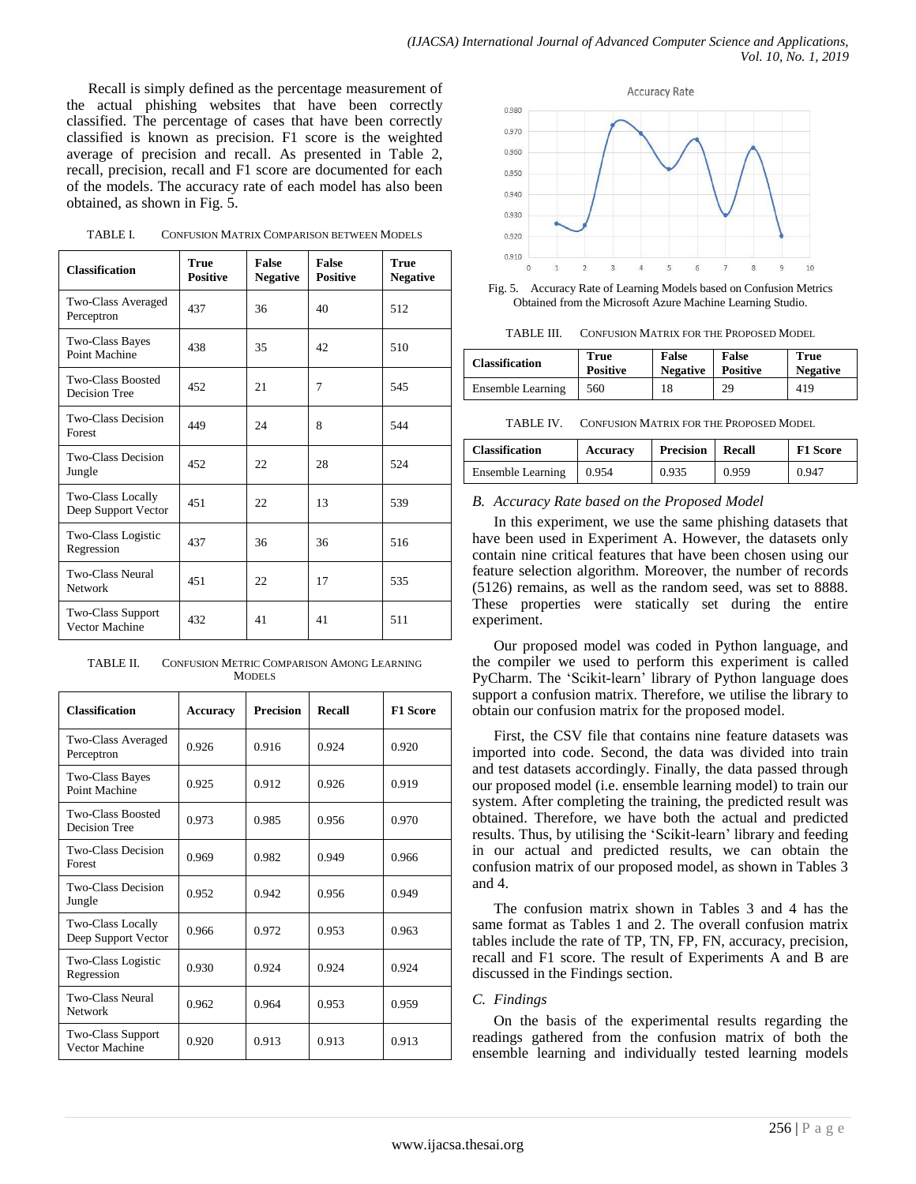Recall is simply defined as the percentage measurement of the actual phishing websites that have been correctly classified. The percentage of cases that have been correctly classified is known as precision. F1 score is the weighted average of precision and recall. As presented in Table 2, recall, precision, recall and F1 score are documented for each of the models. The accuracy rate of each model has also been obtained, as shown in Fig. 5.

TABLE I. CONFUSION MATRIX COMPARISON BETWEEN MODELS

| Classification | True Positive | False Negative | False Positive | True Negative |
|---|---|---|---|---|
| Two-Class Averaged Perceptron | 437 | 36 | 40 | 512 |
| Two-Class Bayes Point Machine | 438 | 35 | 42 | 510 |
| Two-Class Boosted Decision Tree | 452 | 21 | 7 | 545 |
| Two-Class Decision Forest | 449 | 24 | 8 | 544 |
| Two-Class Decision Jungle | 452 | 22 | 28 | 524 |
| Two-Class Locally Deep Support Vector | 451 | 22 | 13 | 539 |
| Two-Class Logistic Regression | 437 | 36 | 36 | 516 |
| Two-Class Neural Network | 451 | 22 | 17 | 535 |
| Two-Class Support Vector Machine | 432 | 41 | 41 | 511 |

TABLE II. CONFUSION METRIC COMPARISON AMONG LEARNING MODELS

| Classification | Accuracy | Precision | Recall | F1 Score |
|---|---|---|---|---|
| Two-Class Averaged Perceptron | 0.926 | 0.916 | 0.924 | 0.920 |
| Two-Class Bayes Point Machine | 0.925 | 0.912 | 0.926 | 0.919 |
| Two-Class Boosted Decision Tree | 0.973 | 0.985 | 0.956 | 0.970 |
| Two-Class Decision Forest | 0.969 | 0.982 | 0.949 | 0.966 |
| Two-Class Decision Jungle | 0.952 | 0.942 | 0.956 | 0.949 |
| Two-Class Locally Deep Support Vector | 0.966 | 0.972 | 0.953 | 0.963 |
| Two-Class Logistic Regression | 0.930 | 0.924 | 0.924 | 0.924 |
| Two-Class Neural Network | 0.962 | 0.964 | 0.953 | 0.959 |
| Two-Class Support Vector Machine | 0.920 | 0.913 | 0.913 | 0.913 |

Fig. 5. Accuracy Rate of Learning Models based on Confusion Metrics Obtained from the Microsoft Azure Machine Learning Studio.

TABLE III. CONFUSION MATRIX FOR THE PROPOSED MODEL

| Classification | True Positive | False Negative | False Positive | True Negative |
|---|---|---|---|---|
| Ensemble Learning | 560 | 18 | 29 | 419 |

TABLE IV. CONFUSION MATRIX FOR THE PROPOSED MODEL

| Classification | Accuracy | Precision | Recall | F1 Score |
|---|---|---|---|---|
| Ensemble Learning | 0.954 | 0.935 | 0.959 | 0.947 |

### *B. Accuracy Rate based on the Proposed Model*

In this experiment, we use the same phishing datasets that have been used in Experiment A. However, the datasets only contain nine critical features that have been chosen using our feature selection algorithm. Moreover, the number of records (5126) remains, as well as the random seed, was set to 8888. These properties were statically set during the entire experiment.

Our proposed model was coded in Python language, and the compiler we used to perform this experiment is called PyCharm. The 'Scikit-learn' library of Python language does support a confusion matrix. Therefore, we utilise the library to obtain our confusion matrix for the proposed model.

First, the CSV file that contains nine feature datasets was imported into code. Second, the data was divided into train and test datasets accordingly. Finally, the data passed through our proposed model (i.e. ensemble learning model) to train our system. After completing the training, the predicted result was obtained. Therefore, we have both the actual and predicted results. Thus, by utilising the 'Scikit-learn' library and feeding in our actual and predicted results, we can obtain the confusion matrix of our proposed model, as shown in Tables 3 and 4.

The confusion matrix shown in Tables 3 and 4 has the same format as Tables 1 and 2. The overall confusion matrix tables include the rate of TP, TN, FP, FN, accuracy, precision, recall and F1 score. The result of Experiments A and B are discussed in the Findings section.

### *C. Findings*

On the basis of the experimental results regarding the readings gathered from the confusion matrix of both the ensemble learning and individually tested learning models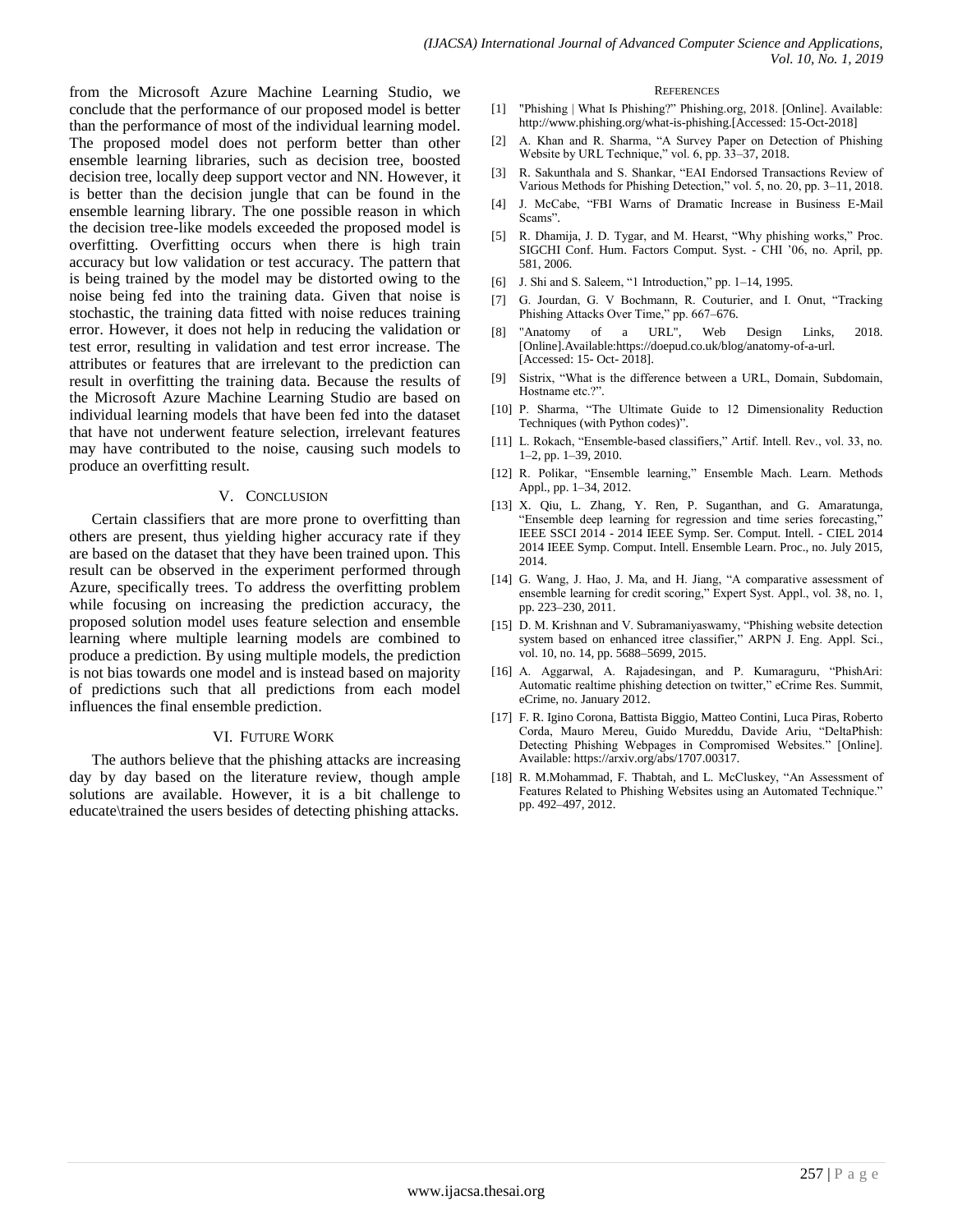from the Microsoft Azure Machine Learning Studio, we conclude that the performance of our proposed model is better than the performance of most of the individual learning model. The proposed model does not perform better than other ensemble learning libraries, such as decision tree, boosted decision tree, locally deep support vector and NN. However, it is better than the decision jungle that can be found in the ensemble learning library. The one possible reason in which the decision tree-like models exceeded the proposed model is overfitting. Overfitting occurs when there is high train accuracy but low validation or test accuracy. The pattern that is being trained by the model may be distorted owing to the noise being fed into the training data. Given that noise is stochastic, the training data fitted with noise reduces training error. However, it does not help in reducing the validation or test error, resulting in validation and test error increase. The attributes or features that are irrelevant to the prediction can result in overfitting the training data. Because the results of the Microsoft Azure Machine Learning Studio are based on individual learning models that have been fed into the dataset that have not underwent feature selection, irrelevant features may have contributed to the noise, causing such models to produce an overfitting result.

## V. Conclusion

Certain classifiers that are more prone to overfitting than others are present, thus yielding higher accuracy rate if they are based on the dataset that they have been trained upon. This result can be observed in the experiment performed through Azure, specifically trees. To address the overfitting problem while focusing on increasing the prediction accuracy, the proposed solution model uses feature selection and ensemble learning where multiple learning models are combined to produce a prediction. By using multiple models, the prediction is not bias towards one model and is instead based on majority of predictions such that all predictions from each model influences the final ensemble prediction.

## VI. Future Work

The authors believe that the phishing attacks are increasing day by day based on the literature review, though ample solutions are available. However, it is a bit challenge to educate\trained the users besides of detecting phishing attacks.

## References

[1] "Phishing | What Is Phishing?" Phishing.org, 2018. [Online]. Available: http://www.phishing.org/what-is-phishing.[Accessed: 15-Oct-2018]

[2] A. Khan and R. Sharma, "A Survey Paper on Detection of Phishing Website by URL Technique," vol. 6, pp. 33–37, 2018.

[3] R. Sakunthala and S. Shankar, "EAI Endorsed Transactions Review of Various Methods for Phishing Detection," vol. 5, no. 20, pp. 3–11, 2018.

[4] J. McCabe, "FBI Warns of Dramatic Increase in Business E-Mail Scams".

[5] R. Dhamija, J. D. Tygar, and M. Hearst, "Why phishing works," Proc. SIGCHI Conf. Hum. Factors Comput. Syst. - CHI '06, no. April, pp. 581, 2006.

[6] J. Shi and S. Saleem, "1 Introduction," pp. 1–14, 1995.

[7] G. Jourdan, G. V Bochmann, R. Couturier, and I. Onut, "Tracking Phishing Attacks Over Time," pp. 667–676.

[8] "Anatomy of a URL", Web Design Links, 2018. [Online].Available:https://doepud.co.uk/blog/anatomy-of-a-url. [Accessed: 15- Oct- 2018].

[9] Sistrix, "What is the difference between a URL, Domain, Subdomain, Hostname etc.?".

[10] P. Sharma, "The Ultimate Guide to 12 Dimensionality Reduction Techniques (with Python codes)".

[11] L. Rokach, "Ensemble-based classifiers," Artif. Intell. Rev., vol. 33, no. 1–2, pp. 1–39, 2010.

[12] R. Polikar, "Ensemble learning," Ensemble Mach. Learn. Methods Appl., pp. 1–34, 2012.

[13] X. Qiu, L. Zhang, Y. Ren, P. Suganthan, and G. Amaratunga, "Ensemble deep learning for regression and time series forecasting," IEEE SSCI 2014 - 2014 IEEE Symp. Ser. Comput. Intell. - CIEL 2014 2014 IEEE Symp. Comput. Intell. Ensemble Learn. Proc., no. July 2015, 2014.

[14] G. Wang, J. Hao, J. Ma, and H. Jiang, "A comparative assessment of ensemble learning for credit scoring," Expert Syst. Appl., vol. 38, no. 1, pp. 223–230, 2011.

[15] D. M. Krishnan and V. Subramaniyaswamy, "Phishing website detection system based on enhanced itree classifier," ARPN J. Eng. Appl. Sci., vol. 10, no. 14, pp. 5688–5699, 2015.

[16] A. Aggarwal, A. Rajadesingan, and P. Kumaraguru, "PhishAri: Automatic realtime phishing detection on twitter," eCrime Res. Summit, eCrime, no. January 2012.

[17] F. R. Igino Corona, Battista Biggio, Matteo Contini, Luca Piras, Roberto Corda, Mauro Mereu, Guido Mureddu, Davide Ariu, "DeltaPhish: Detecting Phishing Webpages in Compromised Websites." [Online]. Available: https://arxiv.org/abs/1707.00317.

[18] R. M.Mohammad, F. Thabtah, and L. McCluskey, "An Assessment of Features Related to Phishing Websites using an Automated Technique." pp. 492–497, 2012.